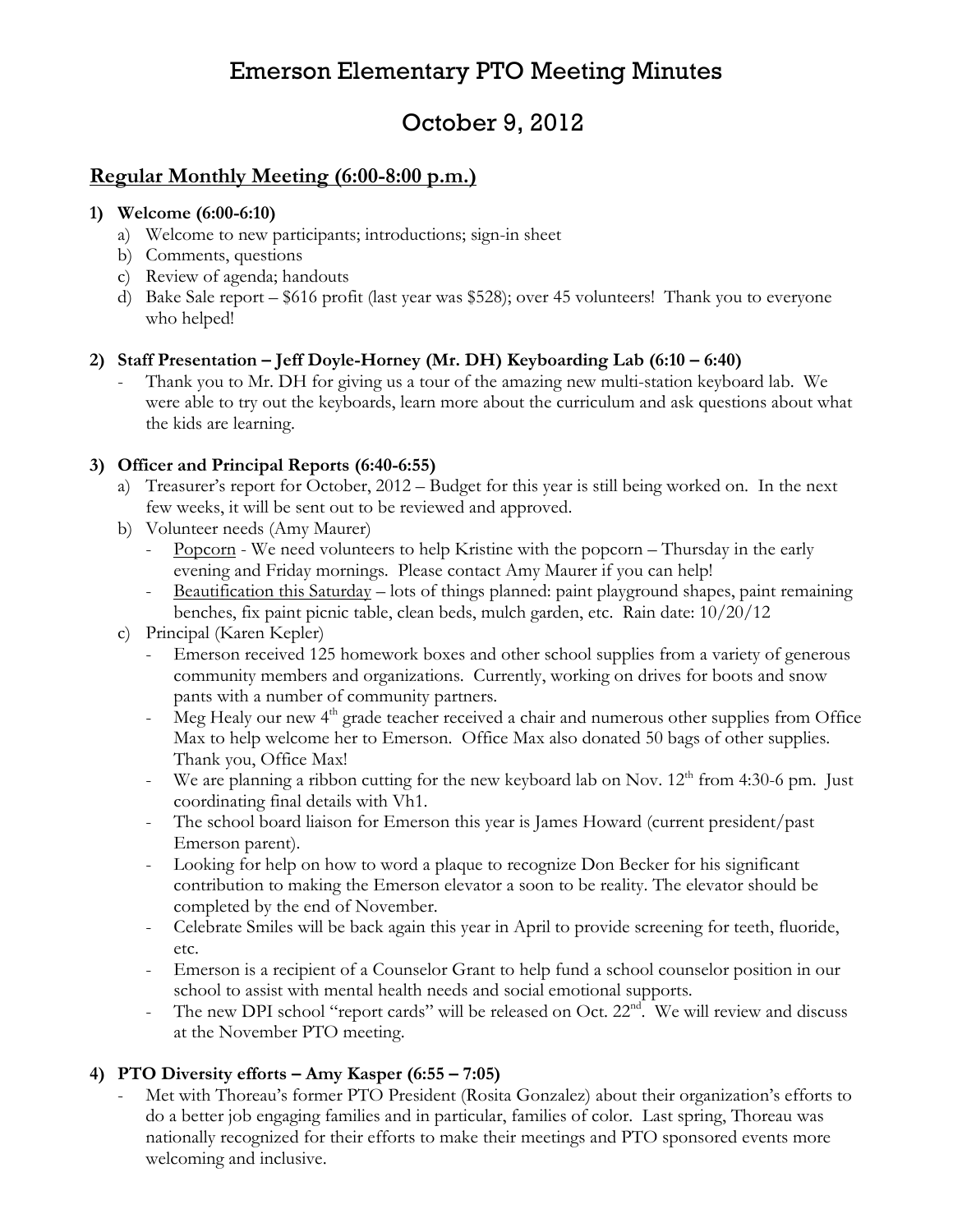# Emerson Elementary PTO Meeting Minutes

# October 9, 2012

## Regular Monthly Meeting (6:00-8:00 p.m.)

**1) Welcome (6:00-6:10)**

a) Welcome to new participants; introductions; sign-in sheet
b) Comments, questions
c) Review of agenda; handouts
d) Bake Sale report – $616 profit (last year was $528); over 45 volunteers! Thank you to everyone who helped!

**2) Staff Presentation – Jeff Doyle-Horney (Mr. DH) Keyboarding Lab (6:10 – 6:40)**

- Thank you to Mr. DH for giving us a tour of the amazing new multi-station keyboard lab. We were able to try out the keyboards, learn more about the curriculum and ask questions about what the kids are learning.

**3) Officer and Principal Reports (6:40-6:55)**

a) Treasurer's report for October, 2012 – Budget for this year is still being worked on. In the next few weeks, it will be sent out to be reviewed and approved.
b) Volunteer needs (Amy Maurer)
   - Popcorn - We need volunteers to help Kristine with the popcorn – Thursday in the early evening and Friday mornings. Please contact Amy Maurer if you can help!
   - Beautification this Saturday – lots of things planned: paint playground shapes, paint remaining benches, fix paint picnic table, clean beds, mulch garden, etc. Rain date: 10/20/12
c) Principal (Karen Kepler)
   - Emerson received 125 homework boxes and other school supplies from a variety of generous community members and organizations. Currently, working on drives for boots and snow pants with a number of community partners.
   - Meg Healy our new 4th grade teacher received a chair and numerous other supplies from Office Max to help welcome her to Emerson. Office Max also donated 50 bags of other supplies. Thank you, Office Max!
   - We are planning a ribbon cutting for the new keyboard lab on Nov. 12th from 4:30-6 pm. Just coordinating final details with Vh1.
   - The school board liaison for Emerson this year is James Howard (current president/past Emerson parent).
   - Looking for help on how to word a plaque to recognize Don Becker for his significant contribution to making the Emerson elevator a soon to be reality. The elevator should be completed by the end of November.
   - Celebrate Smiles will be back again this year in April to provide screening for teeth, fluoride, etc.
   - Emerson is a recipient of a Counselor Grant to help fund a school counselor position in our school to assist with mental health needs and social emotional supports.
   - The new DPI school "report cards" will be released on Oct. 22nd. We will review and discuss at the November PTO meeting.

**4) PTO Diversity efforts – Amy Kasper (6:55 – 7:05)**

- Met with Thoreau's former PTO President (Rosita Gonzalez) about their organization's efforts to do a better job engaging families and in particular, families of color. Last spring, Thoreau was nationally recognized for their efforts to make their meetings and PTO sponsored events more welcoming and inclusive.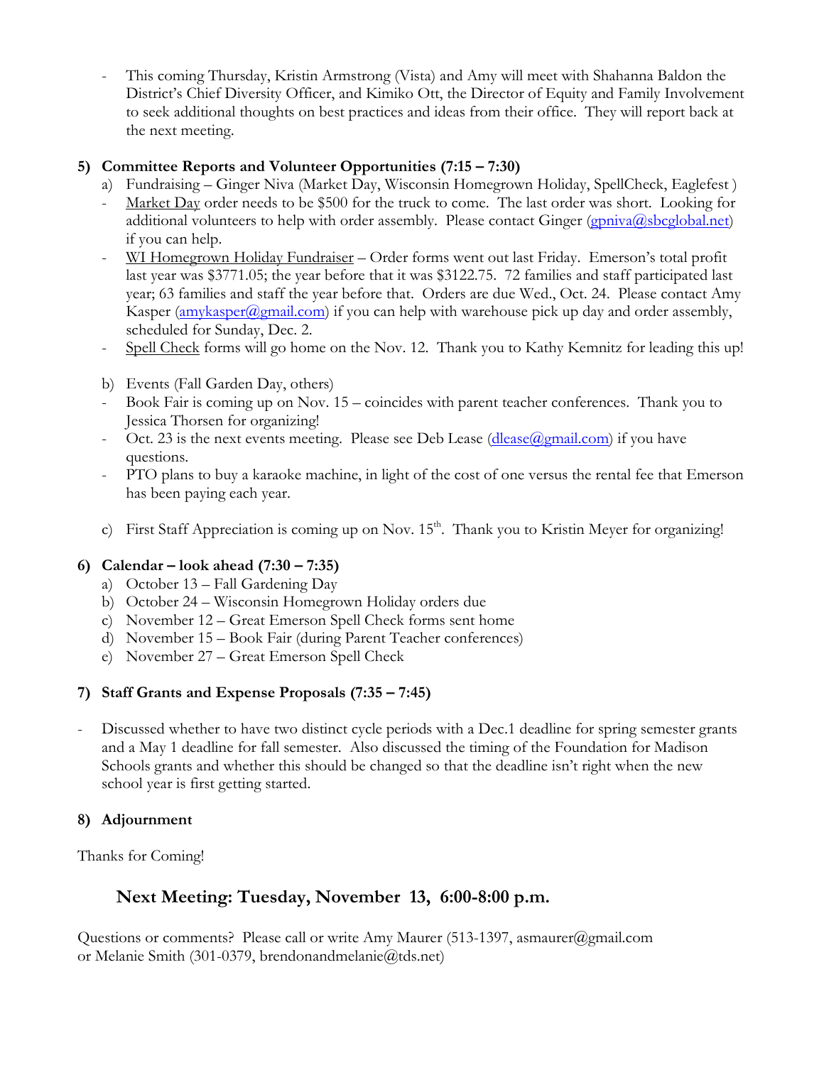- This coming Thursday, Kristin Armstrong (Vista) and Amy will meet with Shahanna Baldon the District's Chief Diversity Officer, and Kimiko Ott, the Director of Equity and Family Involvement to seek additional thoughts on best practices and ideas from their office. They will report back at the next meeting.

**5) Committee Reports and Volunteer Opportunities (7:15 – 7:30)**

a) Fundraising – Ginger Niva (Market Day, Wisconsin Homegrown Holiday, SpellCheck, Eaglefest )

- Market Day order needs to be $500 for the truck to come. The last order was short. Looking for additional volunteers to help with order assembly. Please contact Ginger (gpniva@sbcglobal.net) if you can help.
- WI Homegrown Holiday Fundraiser – Order forms went out last Friday. Emerson's total profit last year was $3771.05; the year before that it was $3122.75. 72 families and staff participated last year; 63 families and staff the year before that. Orders are due Wed., Oct. 24. Please contact Amy Kasper (amykasper@gmail.com) if you can help with warehouse pick up day and order assembly, scheduled for Sunday, Dec. 2.
- Spell Check forms will go home on the Nov. 12. Thank you to Kathy Kemnitz for leading this up!

b) Events (Fall Garden Day, others)

- Book Fair is coming up on Nov. 15 – coincides with parent teacher conferences. Thank you to Jessica Thorsen for organizing!
- Oct. 23 is the next events meeting. Please see Deb Lease (dlease@gmail.com) if you have questions.
- PTO plans to buy a karaoke machine, in light of the cost of one versus the rental fee that Emerson has been paying each year.

c) First Staff Appreciation is coming up on Nov. 15th. Thank you to Kristin Meyer for organizing!

**6) Calendar – look ahead (7:30 – 7:35)**

a) October 13 – Fall Gardening Day
b) October 24 – Wisconsin Homegrown Holiday orders due
c) November 12 – Great Emerson Spell Check forms sent home
d) November 15 – Book Fair (during Parent Teacher conferences)
e) November 27 – Great Emerson Spell Check

**7) Staff Grants and Expense Proposals (7:35 – 7:45)**

- Discussed whether to have two distinct cycle periods with a Dec.1 deadline for spring semester grants and a May 1 deadline for fall semester. Also discussed the timing of the Foundation for Madison Schools grants and whether this should be changed so that the deadline isn't right when the new school year is first getting started.

**8) Adjournment**

Thanks for Coming!

## Next Meeting: Tuesday, November 13, 6:00-8:00 p.m.

Questions or comments? Please call or write Amy Maurer (513-1397, asmaurer@gmail.com or Melanie Smith (301-0379, brendonandmelanie@tds.net)